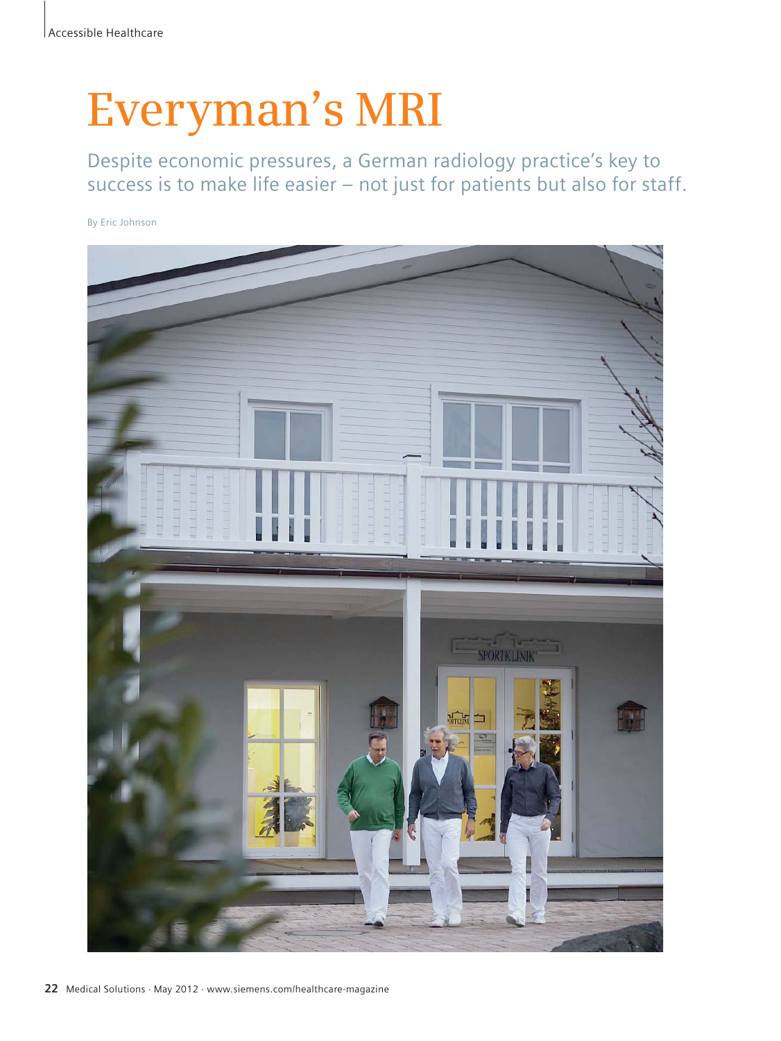# Everyman's MRI

Despite economic pressures, a German radiology practice's key to success is to make life easier – not just for patients but also for staff.

By Eric Johnson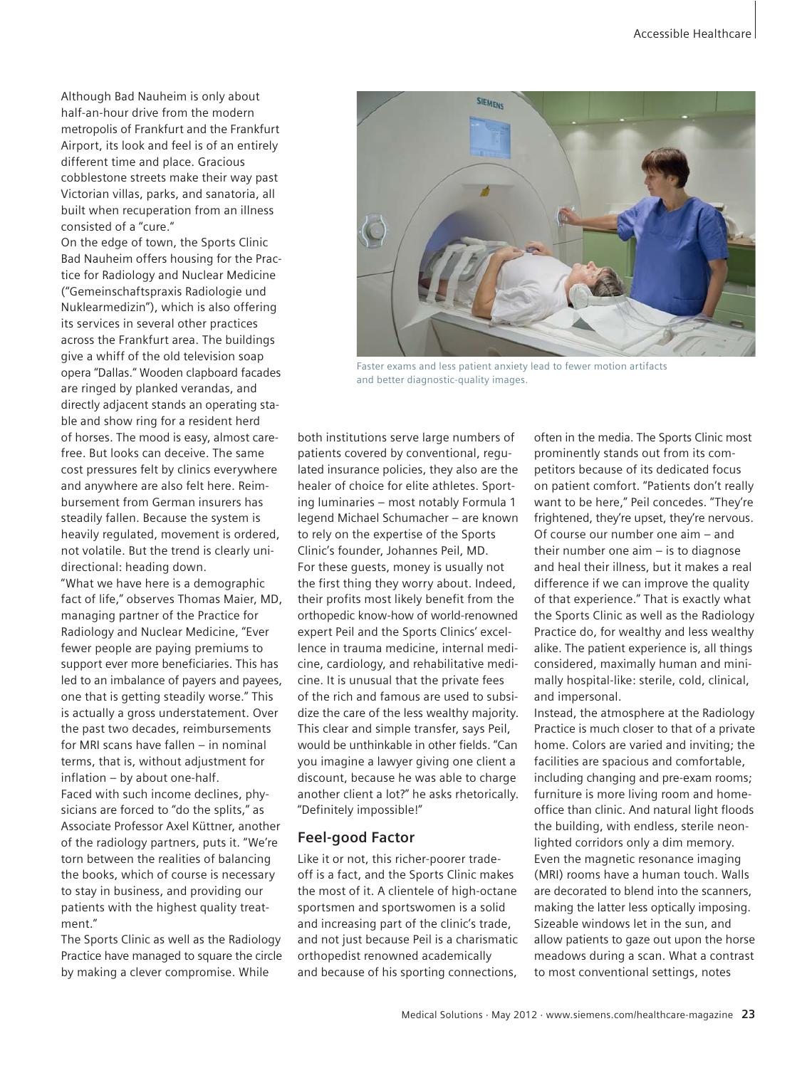Although Bad Nauheim is only about half-an-hour drive from the modern metropolis of Frankfurt and the Frankfurt Airport, its look and feel is of an entirely different time and place. Gracious cobblestone streets make their way past Victorian villas, parks, and sanatoria, all built when recuperation from an illness consisted of a "cure."

On the edge of town, the Sports Clinic Bad Nauheim offers housing for the Practice for Radiology and Nuclear Medicine ("Gemeinschaftspraxis Radiologie und Nuklearmedizin"), which is also offering its services in several other practices across the Frankfurt area. The buildings give a whiff of the old television soap opera "Dallas." Wooden clapboard facades are ringed by planked verandas, and directly adjacent stands an operating stable and show ring for a resident herd of horses. The mood is easy, almost carefree. But looks can deceive. The same cost pressures felt by clinics everywhere and anywhere are also felt here. Reimbursement from German insurers has steadily fallen. Because the system is heavily regulated, movement is ordered, not volatile. But the trend is clearly unidirectional: heading down.

"What we have here is a demographic fact of life," observes Thomas Maier, MD, managing partner of the Practice for Radiology and Nuclear Medicine, "Ever fewer people are paying premiums to support ever more beneficiaries. This has led to an imbalance of payers and payees, one that is getting steadily worse." This is actually a gross understatement. Over the past two decades, reimbursements for MRI scans have fallen – in nominal terms, that is, without adjustment for inflation – by about one-half.

Faced with such income declines, physicians are forced to "do the splits," as Associate Professor Axel Küttner, another of the radiology partners, puts it. "We're torn between the realities of balancing the books, which of course is necessary to stay in business, and providing our patients with the highest quality treatment."

The Sports Clinic as well as the Radiology Practice have managed to square the circle by making a clever compromise. While both institutions serve large numbers of patients covered by conventional, regulated insurance policies, they also are the healer of choice for elite athletes. Sporting luminaries – most notably Formula 1 legend Michael Schumacher – are known to rely on the expertise of the Sports Clinic's founder, Johannes Peil, MD. For these guests, money is usually not the first thing they worry about. Indeed, their profits most likely benefit from the orthopedic know-how of world-renowned expert Peil and the Sports Clinics' excellence in trauma medicine, internal medicine, cardiology, and rehabilitative medicine. It is unusual that the private fees of the rich and famous are used to subsidize the care of the less wealthy majority. This clear and simple transfer, says Peil, would be unthinkable in other fields. "Can you imagine a lawyer giving one client a discount, because he was able to charge another client a lot?" he asks rhetorically. "Definitely impossible!"

Faster exams and less patient anxiety lead to fewer motion artifacts and better diagnostic-quality images.

## Feel-good Factor

Like it or not, this richer-poorer tradeoff is a fact, and the Sports Clinic makes the most of it. A clientele of high-octane sportsmen and sportswomen is a solid and increasing part of the clinic's trade, and not just because Peil is a charismatic orthopedist renowned academically and because of his sporting connections, often in the media. The Sports Clinic most prominently stands out from its competitors because of its dedicated focus on patient comfort. "Patients don't really want to be here," Peil concedes. "They're frightened, they're upset, they're nervous. Of course our number one aim – and their number one aim – is to diagnose and heal their illness, but it makes a real difference if we can improve the quality of that experience." That is exactly what the Sports Clinic as well as the Radiology Practice do, for wealthy and less wealthy alike. The patient experience is, all things considered, maximally human and minimally hospital-like: sterile, cold, clinical, and impersonal.

Instead, the atmosphere at the Radiology Practice is much closer to that of a private home. Colors are varied and inviting; the facilities are spacious and comfortable, including changing and pre-exam rooms; furniture is more living room and home-office than clinic. And natural light floods the building, with endless, sterile neon-lighted corridors only a dim memory. Even the magnetic resonance imaging (MRI) rooms have a human touch. Walls are decorated to blend into the scanners, making the latter less optically imposing. Sizeable windows let in the sun, and allow patients to gaze out upon the horse meadows during a scan. What a contrast to most conventional settings, notes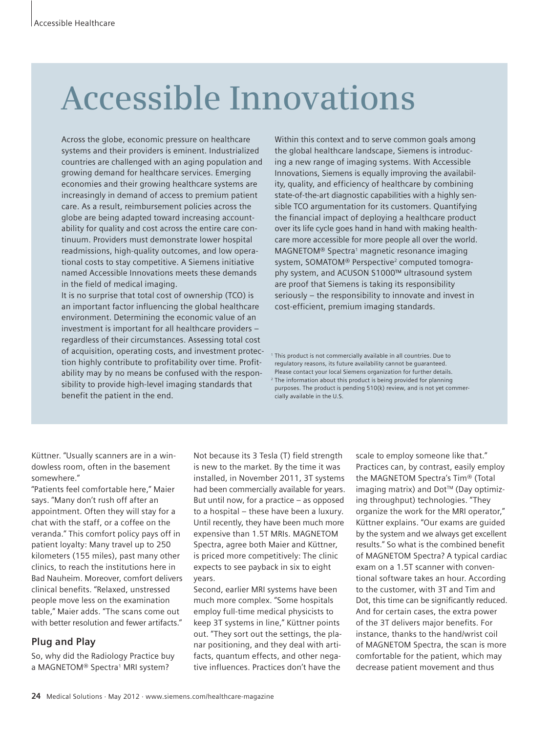# Accessible Innovations

Across the globe, economic pressure on healthcare systems and their providers is eminent. Industrialized countries are challenged with an aging population and growing demand for healthcare services. Emerging economies and their growing healthcare systems are increasingly in demand of access to premium patient care. As a result, reimbursement policies across the globe are being adapted toward increasing accountability for quality and cost across the entire care continuum. Providers must demonstrate lower hospital readmissions, high-quality outcomes, and low operational costs to stay competitive. A Siemens initiative named Accessible Innovations meets these demands in the field of medical imaging.

It is no surprise that total cost of ownership (TCO) is an important factor influencing the global healthcare environment. Determining the economic value of an investment is important for all healthcare providers – regardless of their circumstances. Assessing total cost of acquisition, operating costs, and investment protection highly contribute to profitability over time. Profitability may by no means be confused with the responsibility to provide high-level imaging standards that benefit the patient in the end.

Within this context and to serve common goals among the global healthcare landscape, Siemens is introducing a new range of imaging systems. With Accessible Innovations, Siemens is equally improving the availability, quality, and efficiency of healthcare by combining state-of-the-art diagnostic capabilities with a highly sensible TCO argumentation for its customers. Quantifying the financial impact of deploying a healthcare product over its life cycle goes hand in hand with making healthcare more accessible for more people all over the world. MAGNETOM® Spectra[1] magnetic resonance imaging system, SOMATOM® Perspective[2] computed tomography system, and ACUSON S1000™ ultrasound system are proof that Siemens is taking its responsibility seriously – the responsibility to innovate and invest in cost-efficient, premium imaging standards.

[1] This product is not commercially available in all countries. Due to regulatory reasons, its future availability cannot be guaranteed. Please contact your local Siemens organization for further details.
[2] The information about this product is being provided for planning purposes. The product is pending 510(k) review, and is not yet commercially available in the U.S.

Küttner. "Usually scanners are in a windowless room, often in the basement somewhere."

"Patients feel comfortable here," Maier says. "Many don't rush off after an appointment. Often they will stay for a chat with the staff, or a coffee on the veranda." This comfort policy pays off in patient loyalty: Many travel up to 250 kilometers (155 miles), past many other clinics, to reach the institutions here in Bad Nauheim. Moreover, comfort delivers clinical benefits. "Relaxed, unstressed people move less on the examination table," Maier adds. "The scans come out with better resolution and fewer artifacts."

## Plug and Play

So, why did the Radiology Practice buy a MAGNETOM® Spectra[1] MRI system? Not because its 3 Tesla (T) field strength is new to the market. By the time it was installed, in November 2011, 3T systems had been commercially available for years. But until now, for a practice – as opposed to a hospital – these have been a luxury. Until recently, they have been much more expensive than 1.5T MRIs. MAGNETOM Spectra, agree both Maier and Küttner, is priced more competitively: The clinic expects to see payback in six to eight years.

Second, earlier MRI systems have been much more complex. "Some hospitals employ full-time medical physicists to keep 3T systems in line," Küttner points out. "They sort out the settings, the planar positioning, and they deal with artifacts, quantum effects, and other negative influences. Practices don't have the scale to employ someone like that." Practices can, by contrast, easily employ the MAGNETOM Spectra's Tim® (Total imaging matrix) and Dot™ (Day optimizing throughput) technologies. "They organize the work for the MRI operator," Küttner explains. "Our exams are guided by the system and we always get excellent results." So what is the combined benefit of MAGNETOM Spectra? A typical cardiac exam on a 1.5T scanner with conventional software takes an hour. According to the customer, with 3T and Tim and Dot, this time can be significantly reduced. And for certain cases, the extra power of the 3T delivers major benefits. For instance, thanks to the hand/wrist coil of MAGNETOM Spectra, the scan is more comfortable for the patient, which may decrease patient movement and thus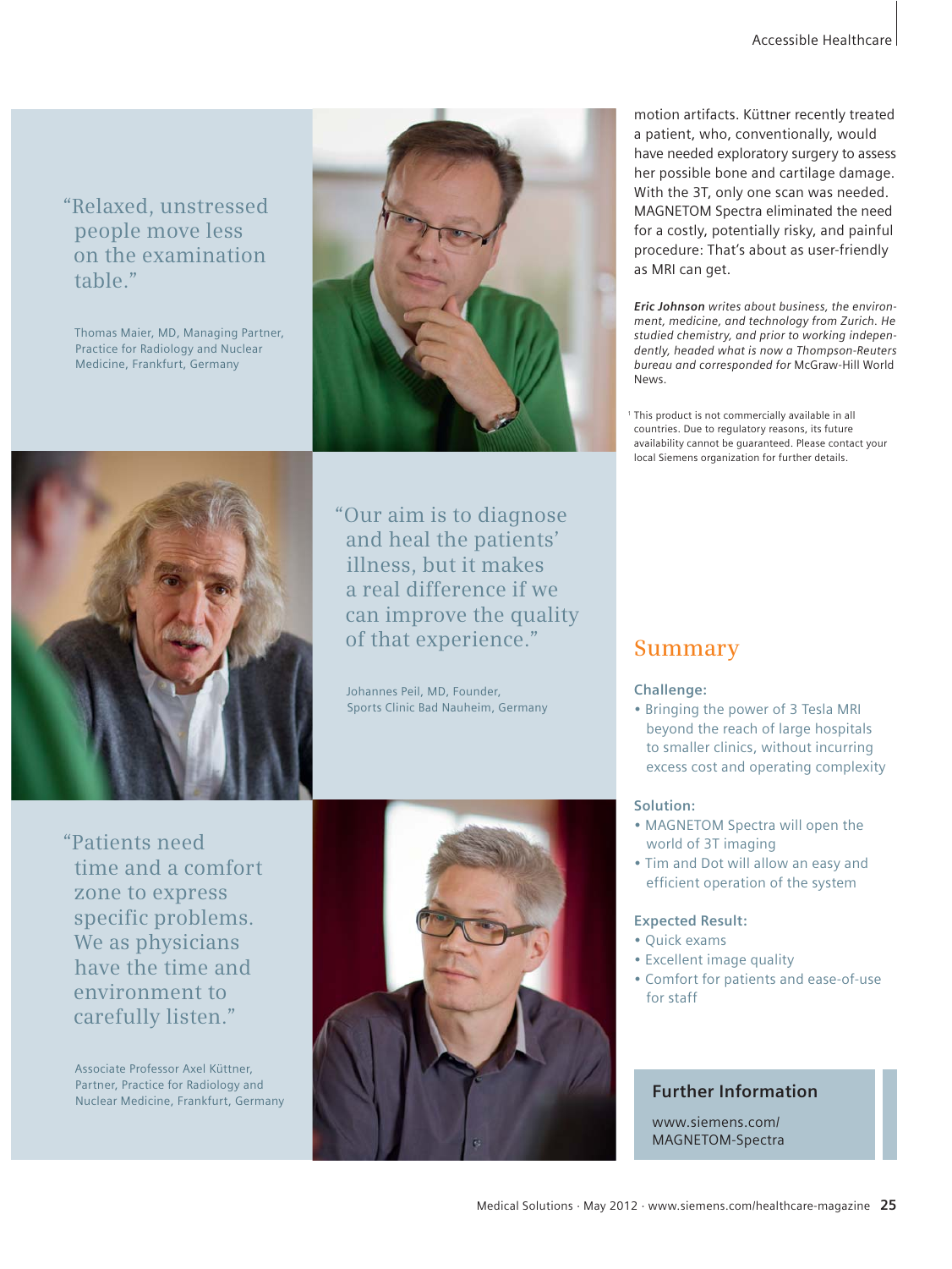motion artifacts. Küttner recently treated a patient, who, conventionally, would have needed exploratory surgery to assess her possible bone and cartilage damage. With the 3T, only one scan was needed. MAGNETOM Spectra eliminated the need for a costly, potentially risky, and painful procedure: That's about as user-friendly as MRI can get.

***Eric Johnson** writes about business, the environment, medicine, and technology from Zurich. He studied chemistry, and prior to working independently, headed what is now a Thompson-Reuters bureau and corresponded for* McGraw-Hill World News.

[1] This product is not commercially available in all countries. Due to regulatory reasons, its future availability cannot be guaranteed. Please contact your local Siemens organization for further details.

> "Relaxed, unstressed people move less on the examination table."
>
> Thomas Maier, MD, Managing Partner, Practice for Radiology and Nuclear Medicine, Frankfurt, Germany

> "Our aim is to diagnose and heal the patients' illness, but it makes a real difference if we can improve the quality of that experience."
>
> Johannes Peil, MD, Founder, Sports Clinic Bad Nauheim, Germany

> "Patients need time and a comfort zone to express specific problems. We as physicians have the time and environment to carefully listen."
>
> Associate Professor Axel Küttner, Partner, Practice for Radiology and Nuclear Medicine, Frankfurt, Germany

## Summary

**Challenge:**
- Bringing the power of 3 Tesla MRI beyond the reach of large hospitals to smaller clinics, without incurring excess cost and operating complexity

**Solution:**
- MAGNETOM Spectra will open the world of 3T imaging
- Tim and Dot will allow an easy and efficient operation of the system

**Expected Result:**
- Quick exams
- Excellent image quality
- Comfort for patients and ease-of-use for staff

### Further Information

www.siemens.com/MAGNETOM-Spectra